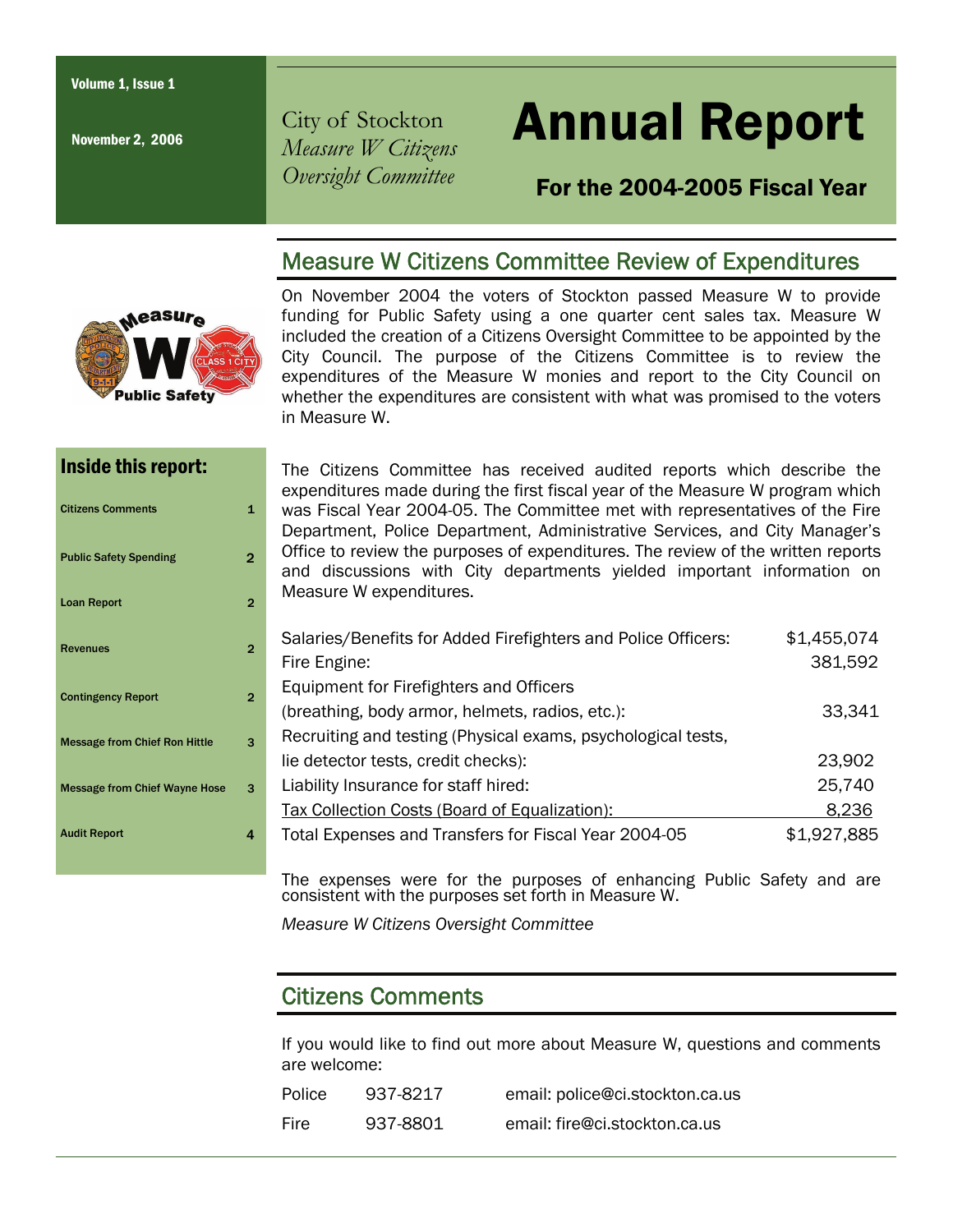Volume 1, Issue 1

November 2, 2006

City of Stockton
*Measure W Citizens Oversight Committee*

# Annual Report

### For the 2004-2005 Fiscal Year

## Measure W Citizens Committee Review of Expenditures

On November 2004 the voters of Stockton passed Measure W to provide funding for Public Safety using a one quarter cent sales tax. Measure W included the creation of a Citizens Oversight Committee to be appointed by the City Council. The purpose of the Citizens Committee is to review the expenditures of the Measure W monies and report to the City Council on whether the expenditures are consistent with what was promised to the voters in Measure W.

The Citizens Committee has received audited reports which describe the expenditures made during the first fiscal year of the Measure W program which was Fiscal Year 2004-05. The Committee met with representatives of the Fire Department, Police Department, Administrative Services, and City Manager's Office to review the purposes of expenditures. The review of the written reports and discussions with City departments yielded important information on Measure W expenditures.

| | |
|---|---|
| Salaries/Benefits for Added Firefighters and Police Officers: | $1,455,074 |
| Fire Engine: | 381,592 |
| Equipment for Firefighters and Officers (breathing, body armor, helmets, radios, etc.): | 33,341 |
| Recruiting and testing (Physical exams, psychological tests, lie detector tests, credit checks): | 23,902 |
| Liability Insurance for staff hired: | 25,740 |
| Tax Collection Costs (Board of Equalization): | 8,236 |
| Total Expenses and Transfers for Fiscal Year 2004-05 | $1,927,885 |

The expenses were for the purposes of enhancing Public Safety and are consistent with the purposes set forth in Measure W.

*Measure W Citizens Oversight Committee*

### Inside this report:

| | |
|---|---|
| Citizens Comments | 1 |
| Public Safety Spending | 2 |
| Loan Report | 2 |
| Revenues | 2 |
| Contingency Report | 2 |
| Message from Chief Ron Hittle | 3 |
| Message from Chief Wayne Hose | 3 |
| Audit Report | 4 |

## Citizens Comments

If you would like to find out more about Measure W, questions and comments are welcome:

| | | |
|---|---|---|
| Police | 937-8217 | email: police@ci.stockton.ca.us |
| Fire | 937-8801 | email: fire@ci.stockton.ca.us |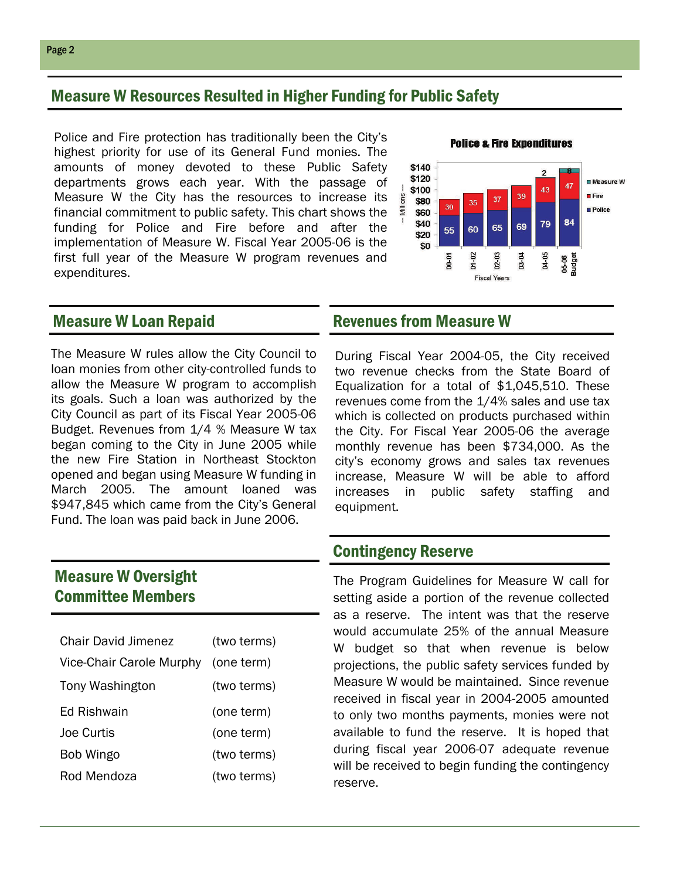## Measure W Resources Resulted in Higher Funding for Public Safety

Police and Fire protection has traditionally been the City's highest priority for use of its General Fund monies. The amounts of money devoted to these Public Safety departments grows each year. With the passage of Measure W the City has the resources to increase its financial commitment to public safety. This chart shows the funding for Police and Fire before and after the implementation of Measure W. Fiscal Year 2005-06 is the first full year of the Measure W program revenues and expenditures.

Police & Fire Expenditures

-- Millions --

$140
$120
$100
$80
$60
$40
$20
$0

00-01: 55, 30
01-02: 60, 35
02-03: 65, 37
03-04: 69, 39
04-05: 79, 43, 2
05-06 Budget: 84, 47, 8

Fiscal Years

Measure W
Fire
Police

## Measure W Loan Repaid

The Measure W rules allow the City Council to loan monies from other city-controlled funds to allow the Measure W program to accomplish its goals. Such a loan was authorized by the City Council as part of its Fiscal Year 2005-06 Budget. Revenues from 1/4 % Measure W tax began coming to the City in June 2005 while the new Fire Station in Northeast Stockton opened and began using Measure W funding in March 2005. The amount loaned was $947,845 which came from the City's General Fund. The loan was paid back in June 2006.

## Measure W Oversight Committee Members

| | |
|---|---|
| Chair David Jimenez | (two terms) |
| Vice-Chair Carole Murphy | (one term) |
| Tony Washington | (two terms) |
| Ed Rishwain | (one term) |
| Joe Curtis | (one term) |
| Bob Wingo | (two terms) |
| Rod Mendoza | (two terms) |

## Revenues from Measure W

During Fiscal Year 2004-05, the City received two revenue checks from the State Board of Equalization for a total of $1,045,510. These revenues come from the 1/4% sales and use tax which is collected on products purchased within the City. For Fiscal Year 2005-06 the average monthly revenue has been $734,000. As the city's economy grows and sales tax revenues increase, Measure W will be able to afford increases in public safety staffing and equipment.

## Contingency Reserve

The Program Guidelines for Measure W call for setting aside a portion of the revenue collected as a reserve. The intent was that the reserve would accumulate 25% of the annual Measure W budget so that when revenue is below projections, the public safety services funded by Measure W would be maintained. Since revenue received in fiscal year in 2004-2005 amounted to only two months payments, monies were not available to fund the reserve. It is hoped that during fiscal year 2006-07 adequate revenue will be received to begin funding the contingency reserve.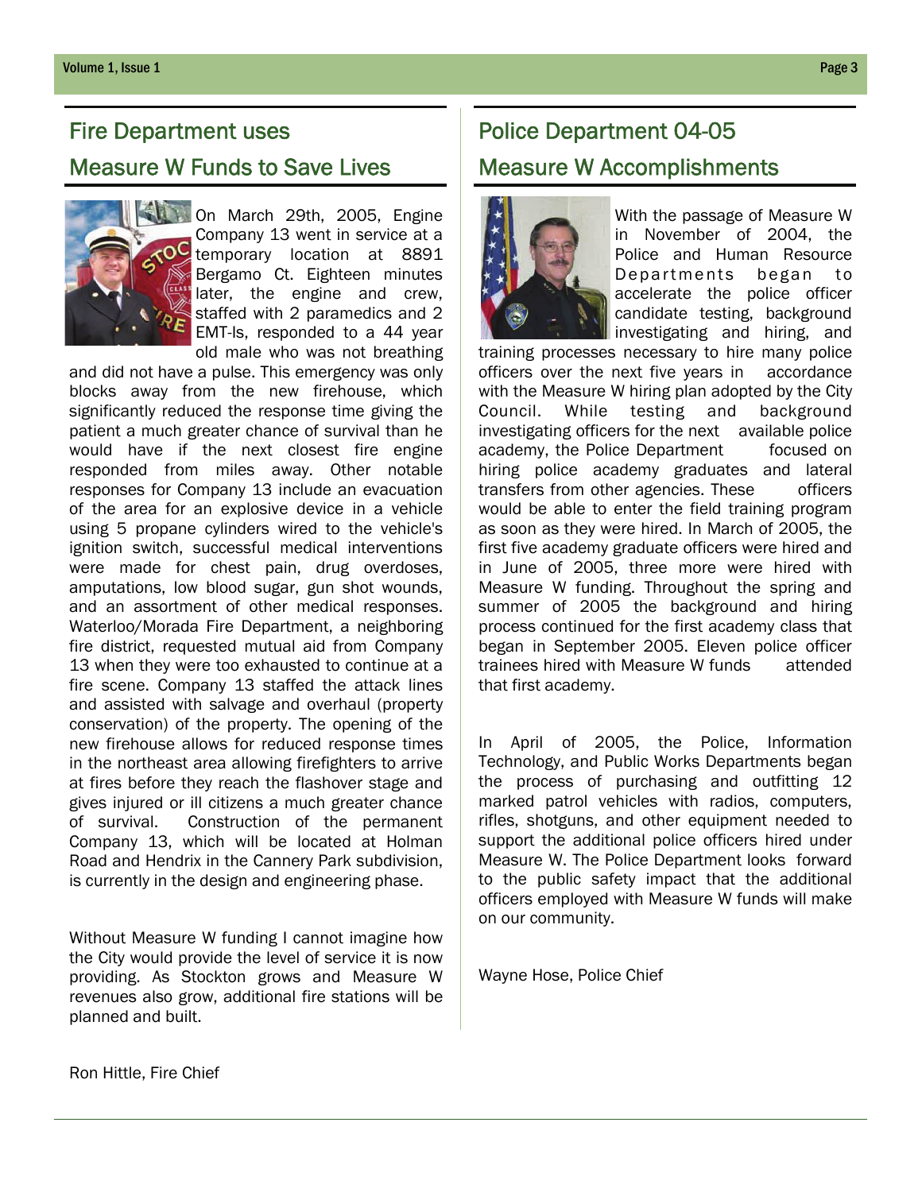## Fire Department uses Measure W Funds to Save Lives

On March 29th, 2005, Engine Company 13 went in service at a temporary location at 8891 Bergamo Ct. Eighteen minutes later, the engine and crew, staffed with 2 paramedics and 2 EMT-Is, responded to a 44 year old male who was not breathing and did not have a pulse. This emergency was only blocks away from the new firehouse, which significantly reduced the response time giving the patient a much greater chance of survival than he would have if the next closest fire engine responded from miles away. Other notable responses for Company 13 include an evacuation of the area for an explosive device in a vehicle using 5 propane cylinders wired to the vehicle's ignition switch, successful medical interventions were made for chest pain, drug overdoses, amputations, low blood sugar, gun shot wounds, and an assortment of other medical responses. Waterloo/Morada Fire Department, a neighboring fire district, requested mutual aid from Company 13 when they were too exhausted to continue at a fire scene. Company 13 staffed the attack lines and assisted with salvage and overhaul (property conservation) of the property. The opening of the new firehouse allows for reduced response times in the northeast area allowing firefighters to arrive at fires before they reach the flashover stage and gives injured or ill citizens a much greater chance of survival. Construction of the permanent Company 13, which will be located at Holman Road and Hendrix in the Cannery Park subdivision, is currently in the design and engineering phase.

Without Measure W funding I cannot imagine how the City would provide the level of service it is now providing. As Stockton grows and Measure W revenues also grow, additional fire stations will be planned and built.

Ron Hittle, Fire Chief

## Police Department 04-05 Measure W Accomplishments

With the passage of Measure W in November of 2004, the Police and Human Resource Departments began to accelerate the police officer candidate testing, background investigating and hiring, and training processes necessary to hire many police officers over the next five years in accordance with the Measure W hiring plan adopted by the City Council. While testing and background investigating officers for the next available police academy, the Police Department focused on hiring police academy graduates and lateral transfers from other agencies. These officers would be able to enter the field training program as soon as they were hired. In March of 2005, the first five academy graduate officers were hired and in June of 2005, three more were hired with Measure W funding. Throughout the spring and summer of 2005 the background and hiring process continued for the first academy class that began in September 2005. Eleven police officer trainees hired with Measure W funds attended that first academy.

In April of 2005, the Police, Information Technology, and Public Works Departments began the process of purchasing and outfitting 12 marked patrol vehicles with radios, computers, rifles, shotguns, and other equipment needed to support the additional police officers hired under Measure W. The Police Department looks forward to the public safety impact that the additional officers employed with Measure W funds will make on our community.

Wayne Hose, Police Chief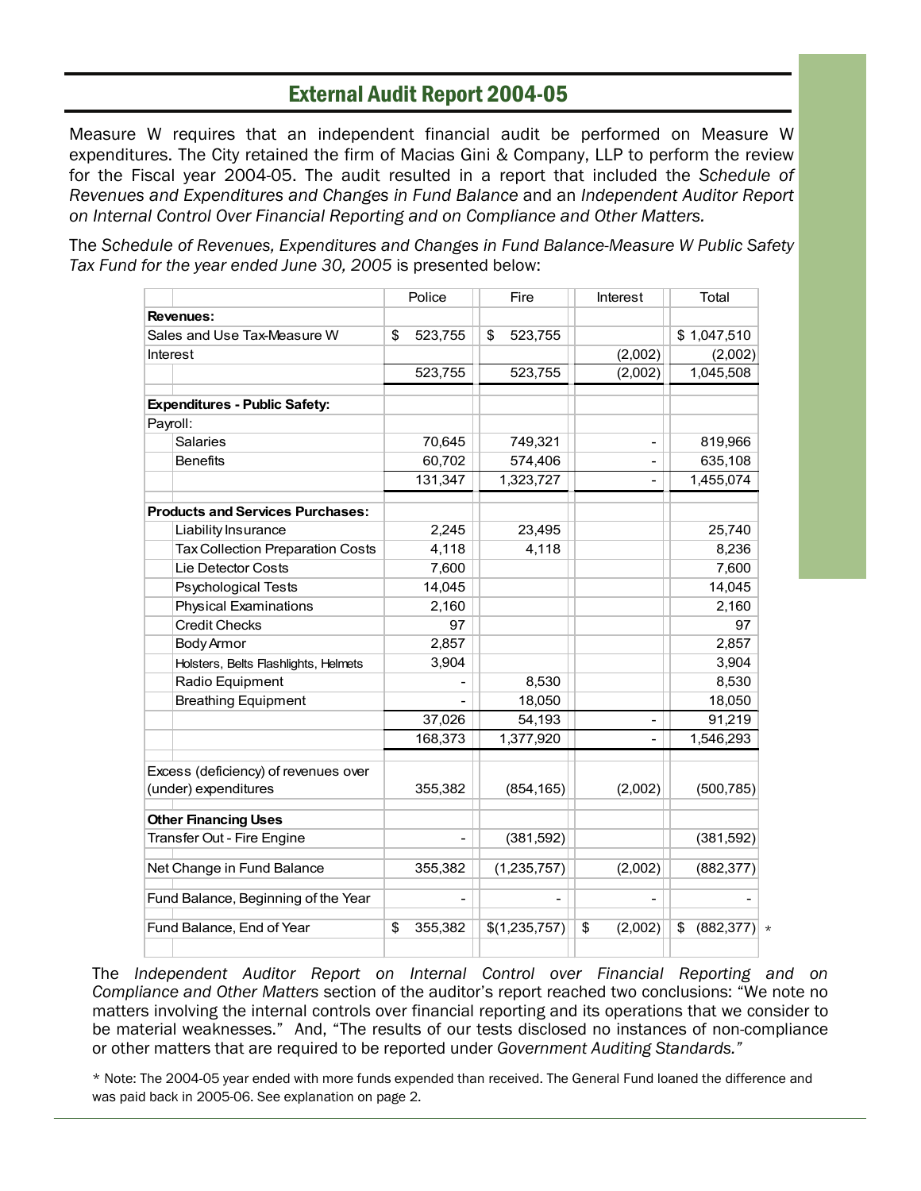## External Audit Report 2004-05

Measure W requires that an independent financial audit be performed on Measure W expenditures. The City retained the firm of Macias Gini & Company, LLP to perform the review for the Fiscal year 2004-05. The audit resulted in a report that included the *Schedule of Revenues and Expenditures and Changes in Fund Balance* and an *Independent Auditor Report on Internal Control Over Financial Reporting and on Compliance and Other Matters.*

The *Schedule of Revenues, Expenditures and Changes in Fund Balance-Measure W Public Safety Tax Fund for the year ended June 30, 2005* is presented below:

| | Police | Fire | Interest | Total |
|---|---|---|---|---|
| **Revenues:** | | | | |
| Sales and Use Tax-Measure W | $ 523,755 | $ 523,755 | | $ 1,047,510 |
| Interest | | | (2,002) | (2,002) |
| | 523,755 | 523,755 | (2,002) | 1,045,508 |
| **Expenditures - Public Safety:** | | | | |
| Payroll: | | | | |
| Salaries | 70,645 | 749,321 | - | 819,966 |
| Benefits | 60,702 | 574,406 | - | 635,108 |
| | 131,347 | 1,323,727 | - | 1,455,074 |
| **Products and Services Purchases:** | | | | |
| Liability Insurance | 2,245 | 23,495 | | 25,740 |
| Tax Collection Preparation Costs | 4,118 | 4,118 | | 8,236 |
| Lie Detector Costs | 7,600 | | | 7,600 |
| Psychological Tests | 14,045 | | | 14,045 |
| Physical Examinations | 2,160 | | | 2,160 |
| Credit Checks | 97 | | | 97 |
| Body Armor | 2,857 | | | 2,857 |
| Holsters, Belts Flashlights, Helmets | 3,904 | | | 3,904 |
| Radio Equipment | - | 8,530 | | 8,530 |
| Breathing Equipment | - | 18,050 | | 18,050 |
| | 37,026 | 54,193 | - | 91,219 |
| | 168,373 | 1,377,920 | - | 1,546,293 |
| Excess (deficiency) of revenues over (under) expenditures | 355,382 | (854,165) | (2,002) | (500,785) |
| **Other Financing Uses** | | | | |
| Transfer Out - Fire Engine | - | (381,592) | | (381,592) |
| Net Change in Fund Balance | 355,382 | (1,235,757) | (2,002) | (882,377) |
| Fund Balance, Beginning of the Year | - | - | - | - |
| Fund Balance, End of Year | $ 355,382 | $(1,235,757) | $ (2,002) | $ (882,377) * |

The *Independent Auditor Report on Internal Control over Financial Reporting and on Compliance and Other Matters* section of the auditor's report reached two conclusions: "We note no matters involving the internal controls over financial reporting and its operations that we consider to be material weaknesses." And, "The results of our tests disclosed no instances of non-compliance or other matters that are required to be reported under *Government Auditing Standards."*

* Note: The 2004-05 year ended with more funds expended than received. The General Fund loaned the difference and was paid back in 2005-06. See explanation on page 2.